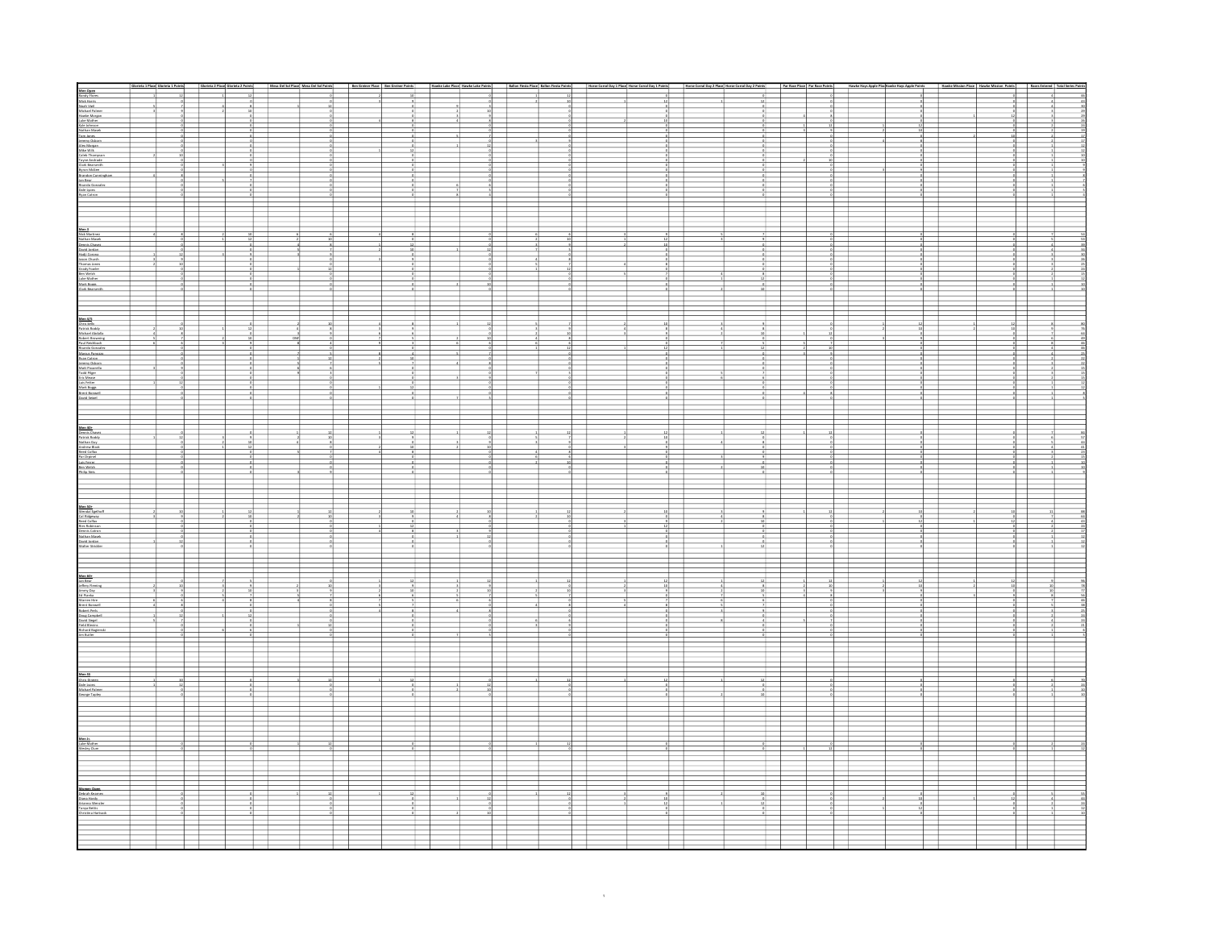## Men Open

| Name | Races Entered | Total Series Points |
|---|---|---|
| Randy Flores | 4 | 46 |
| Mick Harris | 4 | 42 |
| Mark Vald | 5 | 41 |
| Michael Palmer | 3 | 29 |
| Hawke Morgan | 3 | 29 |
| Luke Mather | 2 | 20 |
| Kyle Johnson | 2 | 20 |
| Nathan Moseh | 2 | 19 |
| Cole Jones | 2 | 17 |
| Jeremy Osborn | 2 | 17 |
| Alex Morgan | 1 | 12 |
| Mike Wilk | 1 | 12 |
| Caleb Thompson | 1 | 10 |
| Tayne Andrade | 1 | 10 |
| Clark Beanaroth | 1 | 9 |
| Byron McGee | 1 | 9 |
| Brandon Cunningham | 1 | 8 |
| Jon Rose | 1 | 7 |
| Ricardo Gonzalez | 1 | 6 |
| Dale Lucas | 1 | 5 |
| Ryan Colmer | 1 | 5 |

## Men II

| Name | Races Entered | Total Series Points |
|---|---|---|
| Nick Martinez | 7 | 52 |
| Nathan Moseh | 5 | 53 |
| Dennis Chavez | 4 | 40 |
| David Jordan | 4 | 36 |
| Todd Cumins | 3 | 30 |
| Jason Church | 3 | 20 |
| Thomas Jones | 3 | 24 |
| Cindy Fowler | 2 | 22 |
| Ben Welsh | 2 | 15 |
| Luke Mather | 1 | 12 |
| Matt Boaks | 1 | 10 |
| Clark Beanaroth | 1 | 10 |

## Men II/I

| Name | Races Entered | Total Series Points |
|---|---|---|
| Chris Sells | 8 | 80 |
| Patrick Roddy | 9 | 76 |
| Michael Astolfa | 7 | 62 |
| Robert Browning | 6 | 49 |
| Paul Reichbach | 6 | 44 |
| Ricardo Gonzalez | 4 | 44 |
| Marcus Paniagua | 4 | 31 |
| Ryan Colmer | 3 | 24 |
| Jeremy Osborn | 3 | 15 |
| Matt Pissarello | 2 | 15 |
| Todd Pilger | 2 | 15 |
| Eric Moore | 2 | 13 |
| Luis Fetter | 1 | 12 |
| Mark Boggs | 1 | 12 |
| Brent Bonwell | 1 | 8 |
| David Seberl | 1 | 5 |

## Men 40+

| Name | Races Entered | Total Series Points |
|---|---|---|
| Dennis Chavez | 7 | 86 |
| Patrick Roddy | 6 | 57 |
| Nathan Day | 5 | 44 |
| Andrew Black | 4 | 41 |
| Reed Colfax | 3 | 25 |
| Pat Orphal | 2 | 21 |
| Luis Perez | 2 | 19 |
| Ben Welsh | 1 | 10 |
| Philip Sims | 1 | 8 |

## Men 50+

| Name | Races Entered | Total Series Points |
|---|---|---|
| Wendel Egelhoff | 11 | 88 |
| Cal Ridgeway | 7 | 64 |
| Reed Colfax | 4 | 43 |
| Ron Robinson | 3 | 33 |
| Dennis Colmer | 2 | 17 |
| Nathan Moseh | 1 | 16 |
| David Jordan | 1 | 12 |
| Walter Strollen | 1 | 12 |

## Men 60+

| Name | Races Entered | Total Series Points |
|---|---|---|
| Jim Bose | 9 | 96 |
| Jeffrey Fleming | 10 | 78 |
| Jimmy Day | 10 | 77 |
| Ed Planka | 8 | 56 |
| Warren Hite | 7 | 46 |
| Brent Bonwell | 6 | 38 |
| Robert Peds | 3 | 25 |
| Doug Campbell | 3 | 24 |
| David Siegel | 4 | 24 |
| Field Blevins | 2 | 21 |
| Richard Bagenski | 1 | 8 |
| Jim Butler | 1 | 5 |

## Men SS

| Name | Races Entered | Total Series Points |
|---|---|---|
| Chris Downs | 6 | 70 |
| Dale Jones | 2 | 24 |
| Michael Palmer | 1 | 10 |
| George Taylor | 1 | 10 |

## Men 1s

| Name | Races Entered | Total Series Points |
|---|---|---|
| Luke Mather | 2 | 24 |
| Wesley Dure | 1 | 12 |

## Women Open

| Name | Races Entered | Total Series Points |
|---|---|---|
| Deborah Kearney | 5 | 55 |
| Diana Handy | 4 | 44 |
| Arianna Wrexler | 2 | 24 |
| Tanya Betts | 1 | 12 |
| Christina Horlock | 1 | 10 |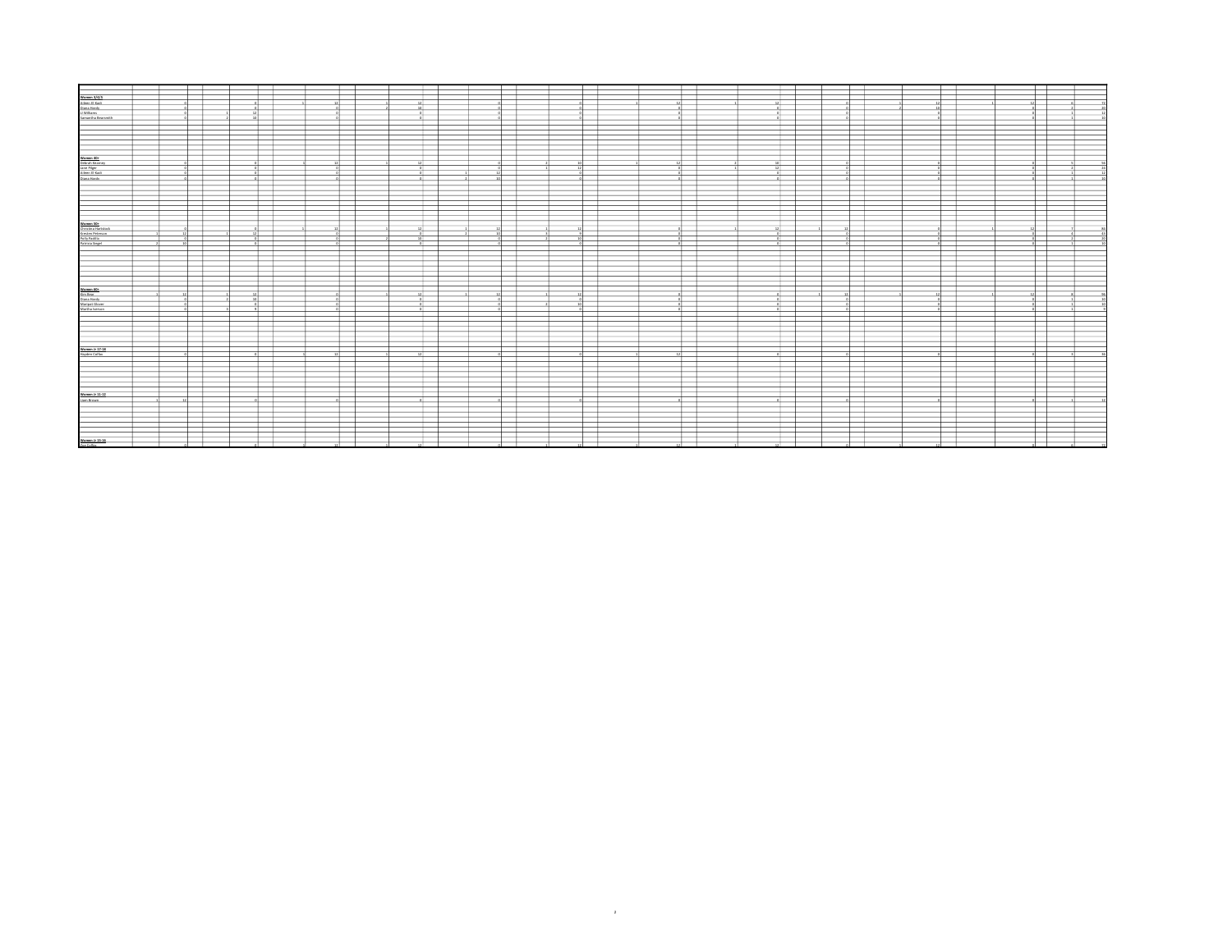| | | | | | | | | | | | | | | | | | | | | | | | | |
|---|---|---|---|---|---|---|---|---|---|---|---|---|---|---|---|---|---|---|---|---|---|---|---|---|
| **Women 3/4/5** | | | | | | | | | | | | | | | | | | | | | | | | |
| Eileen El-Kadi | | 0 | | 0 | 1 | 12 | 1 | 12 | | 0 | | 0 | 1 | 12 | 1 | 12 | | 0 | 1 | 12 | 1 | 12 | 6 | 72 |
| Diana Hands | | 0 | | 0 | | 0 | 2 | 10 | | 0 | | 0 | | 0 | | 0 | | 0 | 2 | 10 | | 0 | 2 | 20 |
| Li Williams | | 0 | 1 | 12 | | 0 | | 0 | | 0 | | 0 | | 0 | | 0 | | 0 | | 0 | | 0 | 1 | 12 |
| Samantha Beersmith | | 0 | 2 | 10 | | 0 | | 0 | | 0 | | 0 | | 0 | | 0 | | 0 | | 0 | | 0 | 1 | 10 |
| **Women 40+** | | | | | | | | | | | | | | | | | | | | | | | | |
| Deborah Kearney | | 0 | | 0 | 1 | 12 | 1 | 12 | | 0 | 2 | 10 | 1 | 12 | 2 | 10 | | 0 | | 0 | | 0 | 5 | 56 |
| Lane Pilger | | 0 | | 0 | | 0 | | 0 | | 0 | 1 | 12 | | 0 | 1 | 12 | | 0 | | 0 | | 0 | 2 | 24 |
| Eileen El-Kadi | | 0 | | 0 | | 0 | | 0 | 1 | 12 | | 0 | | 0 | | 0 | | 0 | | 0 | | 0 | 1 | 12 |
| Diana Hands | | 0 | | 0 | | 0 | | 0 | 2 | 10 | | 0 | | 0 | | 0 | | 0 | | 0 | | 0 | 1 | 10 |
| **Women 50+** | | | | | | | | | | | | | | | | | | | | | | | | |
| Christina Hardstock | | 0 | | 0 | 1 | 12 | 1 | 12 | 1 | 12 | 1 | 12 | | 0 | 1 | 12 | 1 | 12 | | 0 | 1 | 12 | 7 | 84 |
| Kreisten Peterson | 1 | 12 | 1 | 12 | | 0 | | 0 | 2 | 10 | 3 | 9 | | 0 | | 0 | | 0 | | 0 | | 0 | 4 | 43 |
| Polly Padilla | | 0 | | 0 | | 0 | 2 | 10 | | 0 | 2 | 10 | | 0 | | 0 | | 0 | | 0 | | 0 | 2 | 20 |
| Patricia Siegel | 2 | 10 | | 0 | | 0 | | 0 | | 0 | | 0 | | 0 | | 0 | | 0 | | 0 | | 0 | 1 | 10 |
| **Women 60+** | | | | | | | | | | | | | | | | | | | | | | | | |
| Kris Bean | 1 | 12 | 1 | 12 | | 0 | 1 | 12 | 1 | 12 | 1 | 12 | | 0 | | 0 | 1 | 12 | 1 | 12 | 1 | 12 | 8 | 96 |
| Diana Hands | | 0 | 2 | 10 | | 0 | | 0 | | 0 | | 0 | | 0 | | 0 | | 0 | | 0 | | 0 | 1 | 10 |
| Margot Olsson | | 0 | | 0 | | 0 | | 0 | | 0 | 2 | 10 | | 0 | | 0 | | 0 | | 0 | | 0 | 1 | 10 |
| Martha Iverson | | 0 | 3 | 9 | | 0 | | 0 | | 0 | | 0 | | 0 | | 0 | | 0 | | 0 | | 0 | 1 | 9 |
| **Women Jr 17-18** | | | | | | | | | | | | | | | | | | | | | | | | |
| Hayden Colfax | | 0 | | 0 | 1 | 12 | 1 | 12 | | 0 | | 0 | 1 | 12 | | 0 | | 0 | | 0 | | 0 | 3 | 36 |
| **Women Jr 11-12** | | | | | | | | | | | | | | | | | | | | | | | | |
| Liam Brown | 1 | 12 | | 0 | | 0 | | 0 | | 0 | | 0 | | 0 | | 0 | | 0 | | 0 | | 0 | 1 | 12 |
| **Women Jr 15-16** | | | | | | | | | | | | | | | | | | | | | | | | |
| Zoe Colfax | | 0 | | 0 | 1 | 12 | 1 | 12 | | 0 | 1 | 12 | 1 | 12 | 1 | 12 | | 0 | 1 | 12 | | 0 | 6 | 72 |